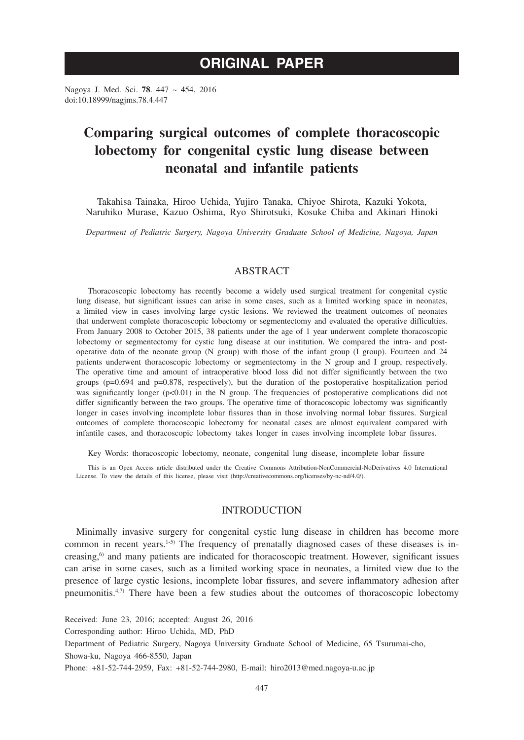# ORIGINAL PAPER

Nagoya J. Med. Sci. **78**. 447 ~ 454, 2016
doi:10.18999/nagjms.78.4.447

# Comparing surgical outcomes of complete thoracoscopic lobectomy for congenital cystic lung disease between neonatal and infantile patients

Takahisa Tainaka, Hiroo Uchida, Yujiro Tanaka, Chiyoe Shirota, Kazuki Yokota, Naruhiko Murase, Kazuo Oshima, Ryo Shirotsuki, Kosuke Chiba and Akinari Hinoki

*Department of Pediatric Surgery, Nagoya University Graduate School of Medicine, Nagoya, Japan*

## ABSTRACT

Thoracoscopic lobectomy has recently become a widely used surgical treatment for congenital cystic lung disease, but significant issues can arise in some cases, such as a limited working space in neonates, a limited view in cases involving large cystic lesions. We reviewed the treatment outcomes of neonates that underwent complete thoracoscopic lobectomy or segmentectomy and evaluated the operative difficulties. From January 2008 to October 2015, 38 patients under the age of 1 year underwent complete thoracoscopic lobectomy or segmentectomy for cystic lung disease at our institution. We compared the intra- and post-operative data of the neonate group (N group) with those of the infant group (I group). Fourteen and 24 patients underwent thoracoscopic lobectomy or segmentectomy in the N group and I group, respectively. The operative time and amount of intraoperative blood loss did not differ significantly between the two groups ($p=0.694$ and $p=0.878$, respectively), but the duration of the postoperative hospitalization period was significantly longer ($p<0.01$) in the N group. The frequencies of postoperative complications did not differ significantly between the two groups. The operative time of thoracoscopic lobectomy was significantly longer in cases involving incomplete lobar fissures than in those involving normal lobar fissures. Surgical outcomes of complete thoracoscopic lobectomy for neonatal cases are almost equivalent compared with infantile cases, and thoracoscopic lobectomy takes longer in cases involving incomplete lobar fissures.

Key Words: thoracoscopic lobectomy, neonate, congenital lung disease, incomplete lobar fissure

This is an Open Access article distributed under the Creative Commons Attribution-NonCommercial-NoDerivatives 4.0 International License. To view the details of this license, please visit (http://creativecommons.org/licenses/by-nc-nd/4.0/).

## INTRODUCTION

Minimally invasive surgery for congenital cystic lung disease in children has become more common in recent years.[1-5] The frequency of prenatally diagnosed cases of these diseases is increasing,[6] and many patients are indicated for thoracoscopic treatment. However, significant issues can arise in some cases, such as a limited working space in neonates, a limited view due to the presence of large cystic lesions, incomplete lobar fissures, and severe inflammatory adhesion after pneumonitis.[4,7] There have been a few studies about the outcomes of thoracoscopic lobectomy

---

Received: June 23, 2016; accepted: August 26, 2016

Corresponding author: Hiroo Uchida, MD, PhD

Department of Pediatric Surgery, Nagoya University Graduate School of Medicine, 65 Tsurumai-cho, Showa-ku, Nagoya 466-8550, Japan

Phone: +81-52-744-2959, Fax: +81-52-744-2980, E-mail: hiro2013@med.nagoya-u.ac.jp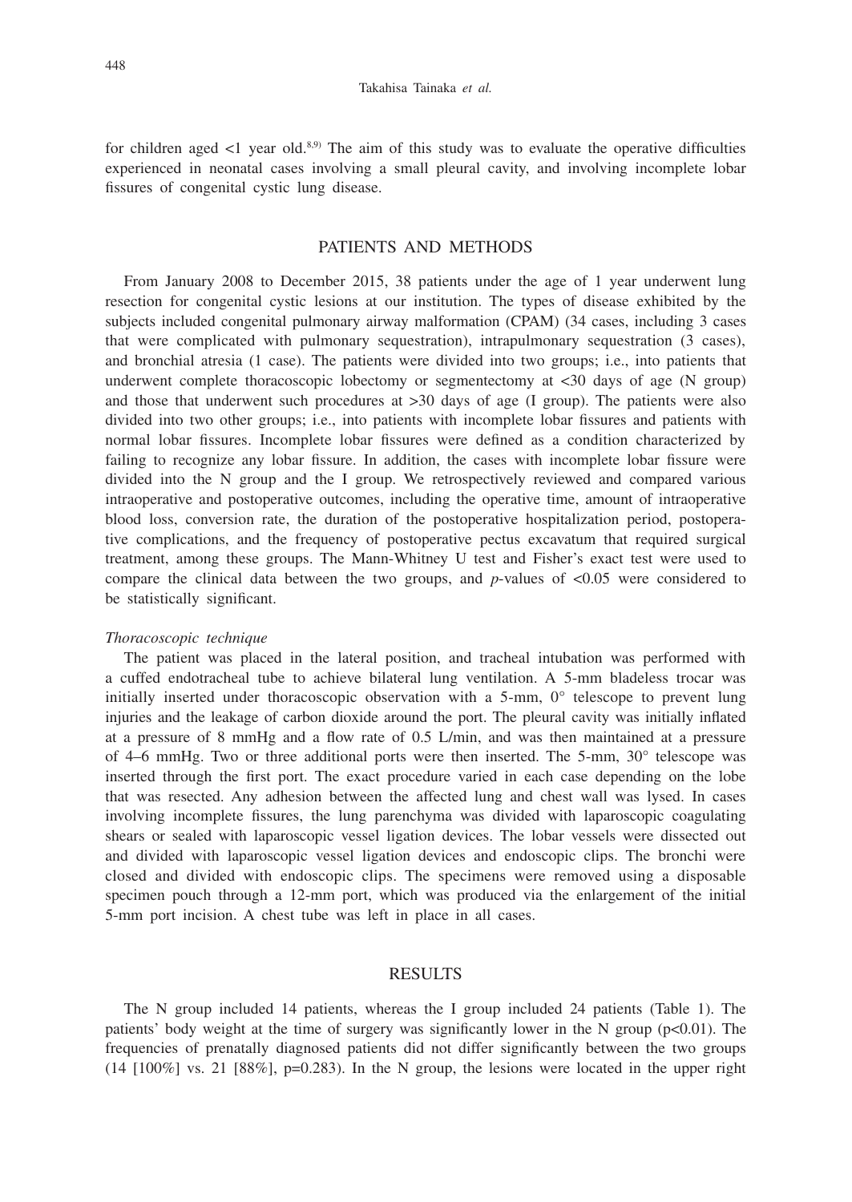for children aged <1 year old.[8,9] The aim of this study was to evaluate the operative difficulties experienced in neonatal cases involving a small pleural cavity, and involving incomplete lobar fissures of congenital cystic lung disease.

## PATIENTS AND METHODS

From January 2008 to December 2015, 38 patients under the age of 1 year underwent lung resection for congenital cystic lesions at our institution. The types of disease exhibited by the subjects included congenital pulmonary airway malformation (CPAM) (34 cases, including 3 cases that were complicated with pulmonary sequestration), intrapulmonary sequestration (3 cases), and bronchial atresia (1 case). The patients were divided into two groups; i.e., into patients that underwent complete thoracoscopic lobectomy or segmentectomy at <30 days of age (N group) and those that underwent such procedures at >30 days of age (I group). The patients were also divided into two other groups; i.e., into patients with incomplete lobar fissures and patients with normal lobar fissures. Incomplete lobar fissures were defined as a condition characterized by failing to recognize any lobar fissure. In addition, the cases with incomplete lobar fissure were divided into the N group and the I group. We retrospectively reviewed and compared various intraoperative and postoperative outcomes, including the operative time, amount of intraoperative blood loss, conversion rate, the duration of the postoperative hospitalization period, postoperative complications, and the frequency of postoperative pectus excavatum that required surgical treatment, among these groups. The Mann-Whitney U test and Fisher's exact test were used to compare the clinical data between the two groups, and $p$-values of $<0.05$ were considered to be statistically significant.

### *Thoracoscopic technique*

The patient was placed in the lateral position, and tracheal intubation was performed with a cuffed endotracheal tube to achieve bilateral lung ventilation. A 5-mm bladeless trocar was initially inserted under thoracoscopic observation with a 5-mm, 0° telescope to prevent lung injuries and the leakage of carbon dioxide around the port. The pleural cavity was initially inflated at a pressure of 8 mmHg and a flow rate of 0.5 L/min, and was then maintained at a pressure of 4–6 mmHg. Two or three additional ports were then inserted. The 5-mm, 30° telescope was inserted through the first port. The exact procedure varied in each case depending on the lobe that was resected. Any adhesion between the affected lung and chest wall was lysed. In cases involving incomplete fissures, the lung parenchyma was divided with laparoscopic coagulating shears or sealed with laparoscopic vessel ligation devices. The lobar vessels were dissected out and divided with laparoscopic vessel ligation devices and endoscopic clips. The bronchi were closed and divided with endoscopic clips. The specimens were removed using a disposable specimen pouch through a 12-mm port, which was produced via the enlargement of the initial 5-mm port incision. A chest tube was left in place in all cases.

## RESULTS

The N group included 14 patients, whereas the I group included 24 patients (Table 1). The patients' body weight at the time of surgery was significantly lower in the N group ($p<0.01$). The frequencies of prenatally diagnosed patients did not differ significantly between the two groups (14 [100%] vs. 21 [88%], $p=0.283$). In the N group, the lesions were located in the upper right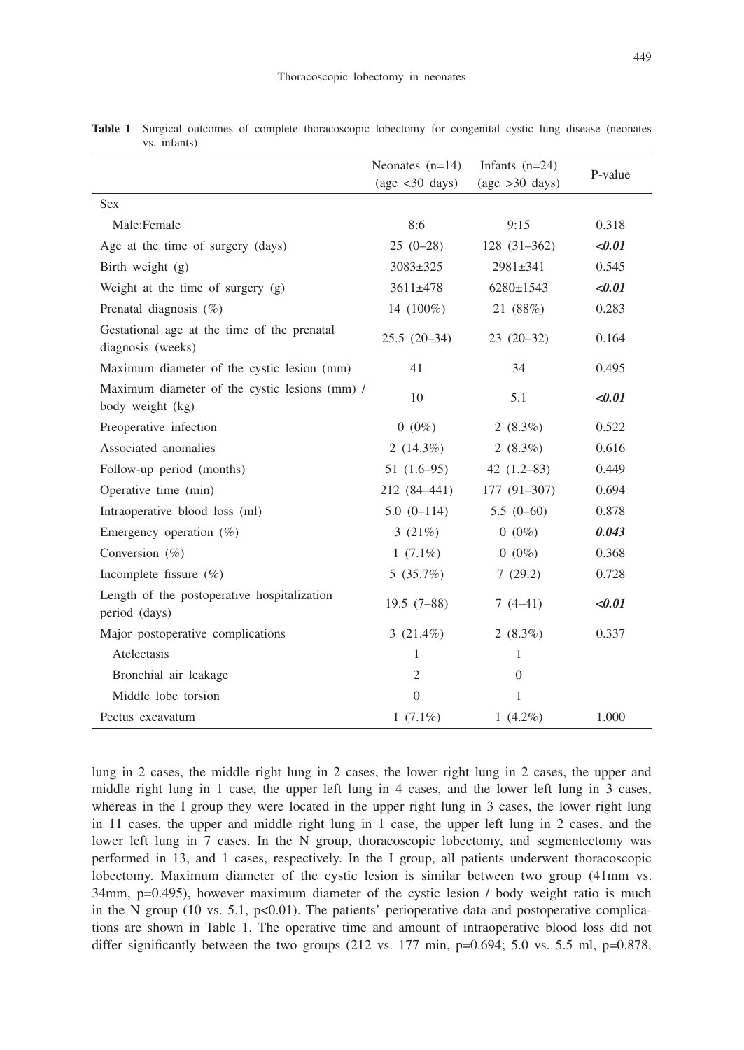**Table 1** Surgical outcomes of complete thoracoscopic lobectomy for congenital cystic lung disease (neonates vs. infants)

| | Neonates (n=14) (age <30 days) | Infants (n=24) (age >30 days) | P-value |
|---|---|---|---|
| Sex | | | |
| Male:Female | 8:6 | 9:15 | 0.318 |
| Age at the time of surgery (days) | 25 (0–28) | 128 (31–362) | ***<0.01*** |
| Birth weight (g) | 3083±325 | 2981±341 | 0.545 |
| Weight at the time of surgery (g) | 3611±478 | 6280±1543 | ***<0.01*** |
| Prenatal diagnosis (%) | 14 (100%) | 21 (88%) | 0.283 |
| Gestational age at the time of the prenatal diagnosis (weeks) | 25.5 (20–34) | 23 (20–32) | 0.164 |
| Maximum diameter of the cystic lesion (mm) | 41 | 34 | 0.495 |
| Maximum diameter of the cystic lesions (mm) / body weight (kg) | 10 | 5.1 | ***<0.01*** |
| Preoperative infection | 0 (0%) | 2 (8.3%) | 0.522 |
| Associated anomalies | 2 (14.3%) | 2 (8.3%) | 0.616 |
| Follow-up period (months) | 51 (1.6–95) | 42 (1.2–83) | 0.449 |
| Operative time (min) | 212 (84–441) | 177 (91–307) | 0.694 |
| Intraoperative blood loss (ml) | 5.0 (0–114) | 5.5 (0–60) | 0.878 |
| Emergency operation (%) | 3 (21%) | 0 (0%) | ***0.043*** |
| Conversion (%) | 1 (7.1%) | 0 (0%) | 0.368 |
| Incomplete fissure (%) | 5 (35.7%) | 7 (29.2) | 0.728 |
| Length of the postoperative hospitalization period (days) | 19.5 (7–88) | 7 (4–41) | ***<0.01*** |
| Major postoperative complications | 3 (21.4%) | 2 (8.3%) | 0.337 |
| Atelectasis | 1 | 1 | |
| Bronchial air leakage | 2 | 0 | |
| Middle lobe torsion | 0 | 1 | |
| Pectus excavatum | 1 (7.1%) | 1 (4.2%) | 1.000 |

lung in 2 cases, the middle right lung in 2 cases, the lower right lung in 2 cases, the upper and middle right lung in 1 case, the upper left lung in 4 cases, and the lower left lung in 3 cases, whereas in the I group they were located in the upper right lung in 3 cases, the lower right lung in 11 cases, the upper and middle right lung in 1 case, the upper left lung in 2 cases, and the lower left lung in 7 cases. In the N group, thoracoscopic lobectomy, and segmentectomy was performed in 13, and 1 cases, respectively. In the I group, all patients underwent thoracoscopic lobectomy. Maximum diameter of the cystic lesion is similar between two group (41mm vs. 34mm, p=0.495), however maximum diameter of the cystic lesion / body weight ratio is much in the N group (10 vs. 5.1, p<0.01). The patients' perioperative data and postoperative complications are shown in Table 1. The operative time and amount of intraoperative blood loss did not differ significantly between the two groups (212 vs. 177 min, p=0.694; 5.0 vs. 5.5 ml, p=0.878,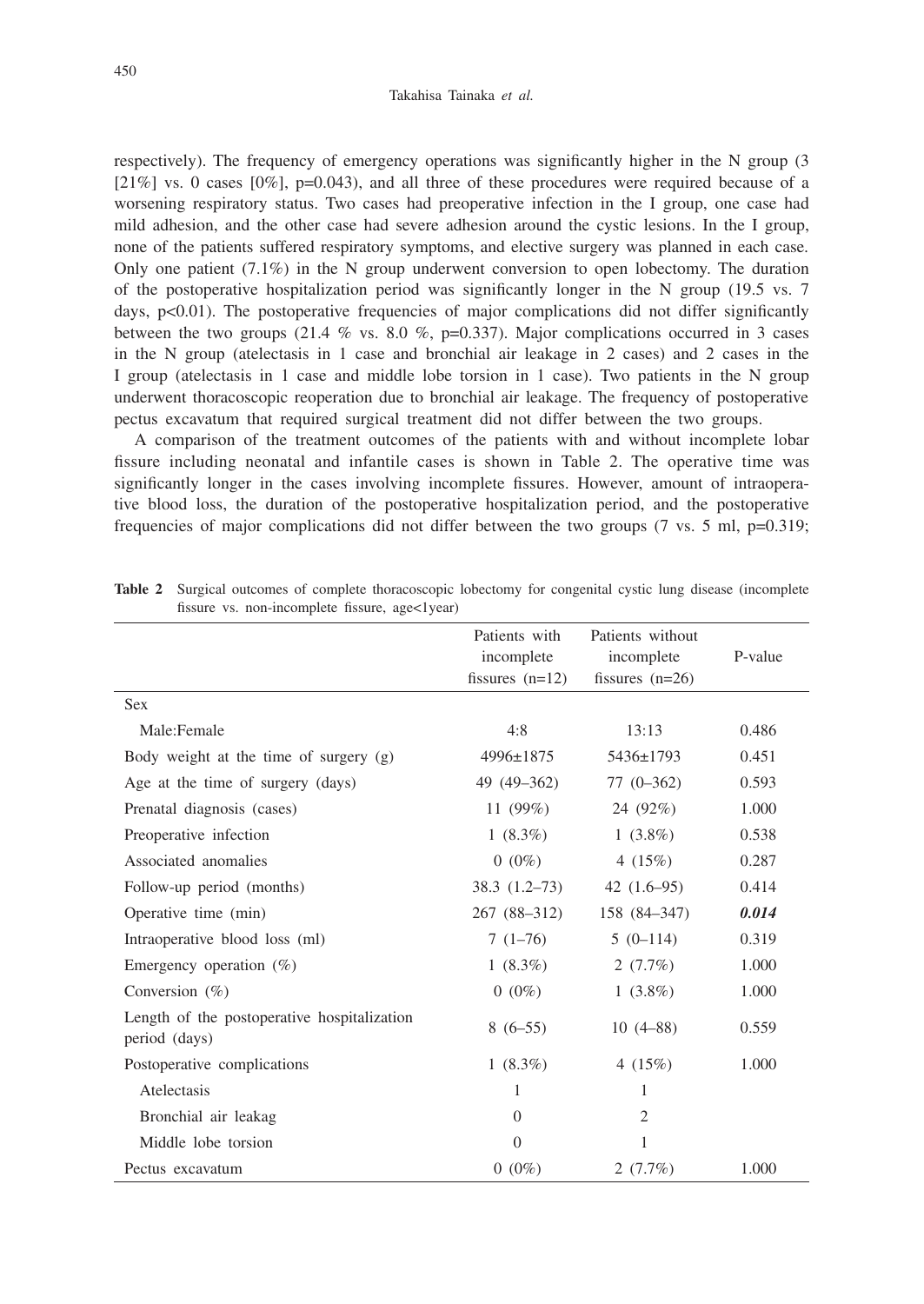respectively). The frequency of emergency operations was significantly higher in the N group (3 [21%] vs. 0 cases [0%], p=0.043), and all three of these procedures were required because of a worsening respiratory status. Two cases had preoperative infection in the I group, one case had mild adhesion, and the other case had severe adhesion around the cystic lesions. In the I group, none of the patients suffered respiratory symptoms, and elective surgery was planned in each case. Only one patient (7.1%) in the N group underwent conversion to open lobectomy. The duration of the postoperative hospitalization period was significantly longer in the N group (19.5 vs. 7 days, p<0.01). The postoperative frequencies of major complications did not differ significantly between the two groups (21.4 % vs. 8.0 %, p=0.337). Major complications occurred in 3 cases in the N group (atelectasis in 1 case and bronchial air leakage in 2 cases) and 2 cases in the I group (atelectasis in 1 case and middle lobe torsion in 1 case). Two patients in the N group underwent thoracoscopic reoperation due to bronchial air leakage. The frequency of postoperative pectus excavatum that required surgical treatment did not differ between the two groups.

A comparison of the treatment outcomes of the patients with and without incomplete lobar fissure including neonatal and infantile cases is shown in Table 2. The operative time was significantly longer in the cases involving incomplete fissures. However, amount of intraoperative blood loss, the duration of the postoperative hospitalization period, and the postoperative frequencies of major complications did not differ between the two groups (7 vs. 5 ml, p=0.319;

**Table 2** Surgical outcomes of complete thoracoscopic lobectomy for congenital cystic lung disease (incomplete fissure vs. non-incomplete fissure, age<1year)

| | Patients with incomplete fissures (n=12) | Patients without incomplete fissures (n=26) | P-value |
|---|---|---|---|
| Sex | | | |
| Male:Female | 4:8 | 13:13 | 0.486 |
| Body weight at the time of surgery (g) | 4996±1875 | 5436±1793 | 0.451 |
| Age at the time of surgery (days) | 49 (49–362) | 77 (0–362) | 0.593 |
| Prenatal diagnosis (cases) | 11 (99%) | 24 (92%) | 1.000 |
| Preoperative infection | 1 (8.3%) | 1 (3.8%) | 0.538 |
| Associated anomalies | 0 (0%) | 4 (15%) | 0.287 |
| Follow-up period (months) | 38.3 (1.2–73) | 42 (1.6–95) | 0.414 |
| Operative time (min) | 267 (88–312) | 158 (84–347) | ***0.014*** |
| Intraoperative blood loss (ml) | 7 (1–76) | 5 (0–114) | 0.319 |
| Emergency operation (%) | 1 (8.3%) | 2 (7.7%) | 1.000 |
| Conversion (%) | 0 (0%) | 1 (3.8%) | 1.000 |
| Length of the postoperative hospitalization period (days) | 8 (6–55) | 10 (4–88) | 0.559 |
| Postoperative complications | 1 (8.3%) | 4 (15%) | 1.000 |
| Atelectasis | 1 | 1 | |
| Bronchial air leakag | 0 | 2 | |
| Middle lobe torsion | 0 | 1 | |
| Pectus excavatum | 0 (0%) | 2 (7.7%) | 1.000 |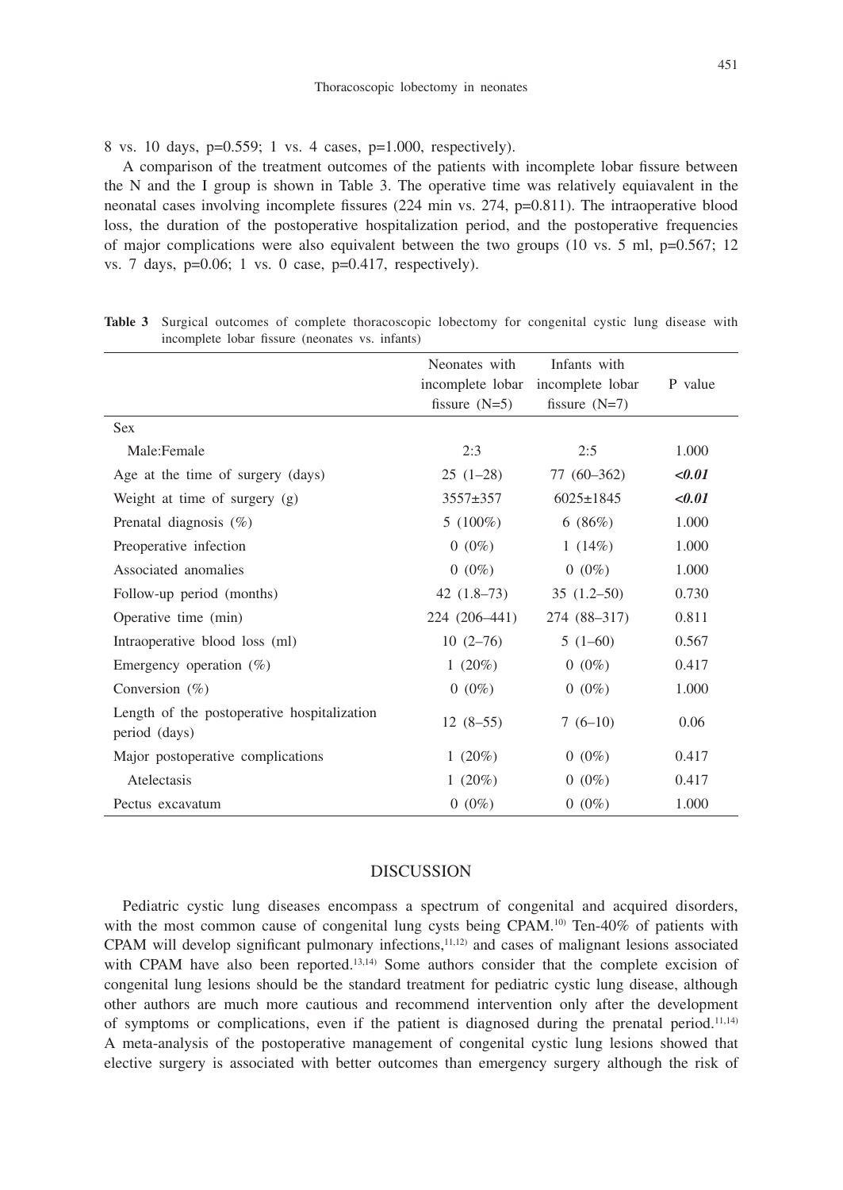8 vs. 10 days, p=0.559; 1 vs. 4 cases, p=1.000, respectively).

A comparison of the treatment outcomes of the patients with incomplete lobar fissure between the N and the I group is shown in Table 3. The operative time was relatively equiavalent in the neonatal cases involving incomplete fissures (224 min vs. 274, p=0.811). The intraoperative blood loss, the duration of the postoperative hospitalization period, and the postoperative frequencies of major complications were also equivalent between the two groups (10 vs. 5 ml, p=0.567; 12 vs. 7 days, p=0.06; 1 vs. 0 case, p=0.417, respectively).

**Table 3** Surgical outcomes of complete thoracoscopic lobectomy for congenital cystic lung disease with incomplete lobar fissure (neonates vs. infants)

| | Neonates with incomplete lobar fissure (N=5) | Infants with incomplete lobar fissure (N=7) | P value |
|---|---|---|---|
| Sex | | | |
| Male:Female | 2:3 | 2:5 | 1.000 |
| Age at the time of surgery (days) | 25 (1–28) | 77 (60–362) | ***<0.01*** |
| Weight at time of surgery (g) | 3557±357 | 6025±1845 | ***<0.01*** |
| Prenatal diagnosis (%) | 5 (100%) | 6 (86%) | 1.000 |
| Preoperative infection | 0 (0%) | 1 (14%) | 1.000 |
| Associated anomalies | 0 (0%) | 0 (0%) | 1.000 |
| Follow-up period (months) | 42 (1.8–73) | 35 (1.2–50) | 0.730 |
| Operative time (min) | 224 (206–441) | 274 (88–317) | 0.811 |
| Intraoperative blood loss (ml) | 10 (2–76) | 5 (1–60) | 0.567 |
| Emergency operation (%) | 1 (20%) | 0 (0%) | 0.417 |
| Conversion (%) | 0 (0%) | 0 (0%) | 1.000 |
| Length of the postoperative hospitalization period (days) | 12 (8–55) | 7 (6–10) | 0.06 |
| Major postoperative complications | 1 (20%) | 0 (0%) | 0.417 |
| Atelectasis | 1 (20%) | 0 (0%) | 0.417 |
| Pectus excavatum | 0 (0%) | 0 (0%) | 1.000 |

## DISCUSSION

Pediatric cystic lung diseases encompass a spectrum of congenital and acquired disorders, with the most common cause of congenital lung cysts being CPAM.[10] Ten-40% of patients with CPAM will develop significant pulmonary infections,[11,12] and cases of malignant lesions associated with CPAM have also been reported.[13,14] Some authors consider that the complete excision of congenital lung lesions should be the standard treatment for pediatric cystic lung disease, although other authors are much more cautious and recommend intervention only after the development of symptoms or complications, even if the patient is diagnosed during the prenatal period.[11,14] A meta-analysis of the postoperative management of congenital cystic lung lesions showed that elective surgery is associated with better outcomes than emergency surgery although the risk of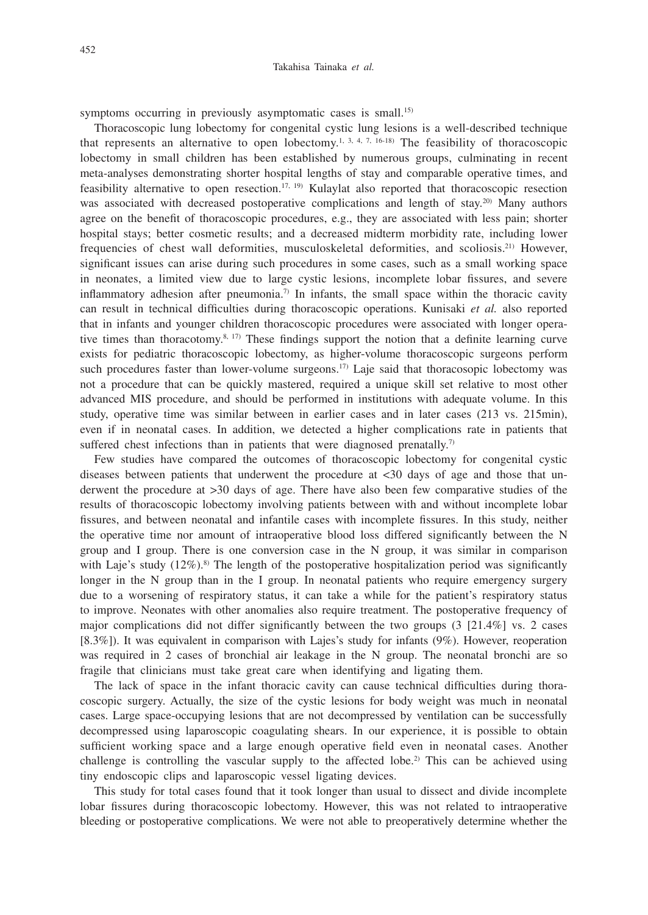symptoms occurring in previously asymptomatic cases is small.[15]

Thoracoscopic lung lobectomy for congenital cystic lung lesions is a well-described technique that represents an alternative to open lobectomy.[1, 3, 4, 7, 16-18] The feasibility of thoracoscopic lobectomy in small children has been established by numerous groups, culminating in recent meta-analyses demonstrating shorter hospital lengths of stay and comparable operative times, and feasibility alternative to open resection.[17, 19] Kulaylat also reported that thoracoscopic resection was associated with decreased postoperative complications and length of stay.[20] Many authors agree on the benefit of thoracoscopic procedures, e.g., they are associated with less pain; shorter hospital stays; better cosmetic results; and a decreased midterm morbidity rate, including lower frequencies of chest wall deformities, musculoskeletal deformities, and scoliosis.[21] However, significant issues can arise during such procedures in some cases, such as a small working space in neonates, a limited view due to large cystic lesions, incomplete lobar fissures, and severe inflammatory adhesion after pneumonia.[7] In infants, the small space within the thoracic cavity can result in technical difficulties during thoracoscopic operations. Kunisaki *et al.* also reported that in infants and younger children thoracoscopic procedures were associated with longer operative times than thoracotomy.[8, 17] These findings support the notion that a definite learning curve exists for pediatric thoracoscopic lobectomy, as higher-volume thoracoscopic surgeons perform such procedures faster than lower-volume surgeons.[17] Laje said that thoracosopic lobectomy was not a procedure that can be quickly mastered, required a unique skill set relative to most other advanced MIS procedure, and should be performed in institutions with adequate volume. In this study, operative time was similar between in earlier cases and in later cases (213 vs. 215min), even if in neonatal cases. In addition, we detected a higher complications rate in patients that suffered chest infections than in patients that were diagnosed prenatally.[7]

Few studies have compared the outcomes of thoracoscopic lobectomy for congenital cystic diseases between patients that underwent the procedure at <30 days of age and those that underwent the procedure at >30 days of age. There have also been few comparative studies of the results of thoracoscopic lobectomy involving patients between with and without incomplete lobar fissures, and between neonatal and infantile cases with incomplete fissures. In this study, neither the operative time nor amount of intraoperative blood loss differed significantly between the N group and I group. There is one conversion case in the N group, it was similar in comparison with Laje's study (12%).[8] The length of the postoperative hospitalization period was significantly longer in the N group than in the I group. In neonatal patients who require emergency surgery due to a worsening of respiratory status, it can take a while for the patient's respiratory status to improve. Neonates with other anomalies also require treatment. The postoperative frequency of major complications did not differ significantly between the two groups (3 [21.4%] vs. 2 cases [8.3%]). It was equivalent in comparison with Lajes's study for infants (9%). However, reoperation was required in 2 cases of bronchial air leakage in the N group. The neonatal bronchi are so fragile that clinicians must take great care when identifying and ligating them.

The lack of space in the infant thoracic cavity can cause technical difficulties during thoracoscopic surgery. Actually, the size of the cystic lesions for body weight was much in neonatal cases. Large space-occupying lesions that are not decompressed by ventilation can be successfully decompressed using laparoscopic coagulating shears. In our experience, it is possible to obtain sufficient working space and a large enough operative field even in neonatal cases. Another challenge is controlling the vascular supply to the affected lobe.[2] This can be achieved using tiny endoscopic clips and laparoscopic vessel ligating devices.

This study for total cases found that it took longer than usual to dissect and divide incomplete lobar fissures during thoracoscopic lobectomy. However, this was not related to intraoperative bleeding or postoperative complications. We were not able to preoperatively determine whether the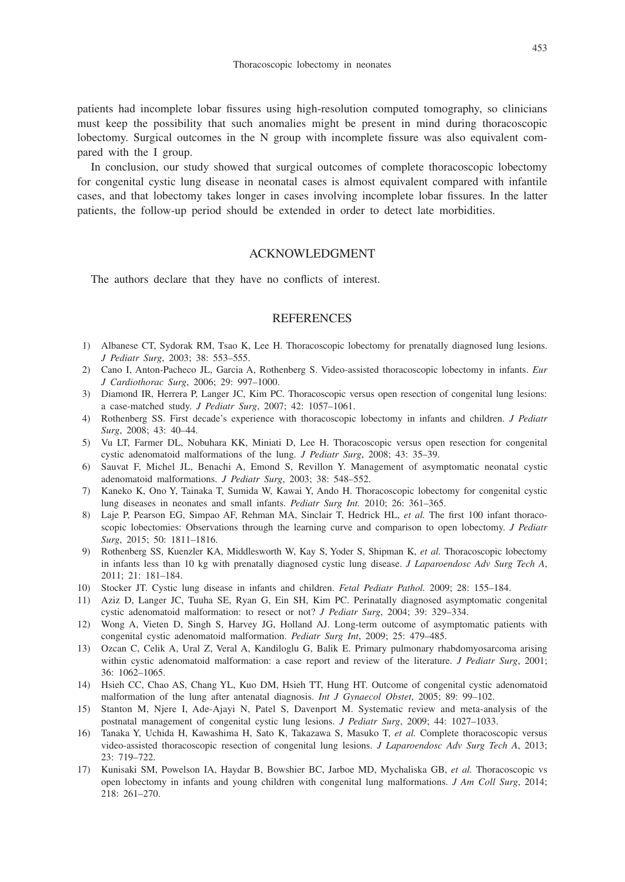patients had incomplete lobar fissures using high-resolution computed tomography, so clinicians must keep the possibility that such anomalies might be present in mind during thoracoscopic lobectomy. Surgical outcomes in the N group with incomplete fissure was also equivalent compared with the I group.

In conclusion, our study showed that surgical outcomes of complete thoracoscopic lobectomy for congenital cystic lung disease in neonatal cases is almost equivalent compared with infantile cases, and that lobectomy takes longer in cases involving incomplete lobar fissures. In the latter patients, the follow-up period should be extended in order to detect late morbidities.

## ACKNOWLEDGMENT

The authors declare that they have no conflicts of interest.

## REFERENCES

1) Albanese CT, Sydorak RM, Tsao K, Lee H. Thoracoscopic lobectomy for prenatally diagnosed lung lesions. *J Pediatr Surg*, 2003; 38: 553–555.
2) Cano I, Anton-Pacheco JL, Garcia A, Rothenberg S. Video-assisted thoracoscopic lobectomy in infants. *Eur J Cardiothorac Surg*, 2006; 29: 997–1000.
3) Diamond IR, Herrera P, Langer JC, Kim PC. Thoracoscopic versus open resection of congenital lung lesions: a case-matched study. *J Pediatr Surg*, 2007; 42: 1057–1061.
4) Rothenberg SS. First decade's experience with thoracoscopic lobectomy in infants and children. *J Pediatr Surg*, 2008; 43: 40–44.
5) Vu LT, Farmer DL, Nobuhara KK, Miniati D, Lee H. Thoracoscopic versus open resection for congenital cystic adenomatoid malformations of the lung. *J Pediatr Surg*, 2008; 43: 35–39.
6) Sauvat F, Michel JL, Benachi A, Emond S, Revillon Y. Management of asymptomatic neonatal cystic adenomatoid malformations. *J Pediatr Surg*, 2003; 38: 548–552.
7) Kaneko K, Ono Y, Tainaka T, Sumida W, Kawai Y, Ando H. Thoracoscopic lobectomy for congenital cystic lung diseases in neonates and small infants. *Pediatr Surg Int.* 2010; 26: 361–365.
8) Laje P, Pearson EG, Simpao AF, Rehman MA, Sinclair T, Hedrick HL, *et al.* The first 100 infant thoracoscopic lobectomies: Observations through the learning curve and comparison to open lobectomy. *J Pediatr Surg*, 2015; 50: 1811–1816.
9) Rothenberg SS, Kuenzler KA, Middlesworth W, Kay S, Yoder S, Shipman K, *et al.* Thoracoscopic lobectomy in infants less than 10 kg with prenatally diagnosed cystic lung disease. *J Laparoendosc Adv Surg Tech A*, 2011; 21: 181–184.
10) Stocker JT. Cystic lung disease in infants and children. *Fetal Pediatr Pathol.* 2009; 28: 155–184.
11) Aziz D, Langer JC, Tuuha SE, Ryan G, Ein SH, Kim PC. Perinatally diagnosed asymptomatic congenital cystic adenomatoid malformation: to resect or not? *J Pediatr Surg*, 2004; 39: 329–334.
12) Wong A, Vieten D, Singh S, Harvey JG, Holland AJ. Long-term outcome of asymptomatic patients with congenital cystic adenomatoid malformation. *Pediatr Surg Int*, 2009; 25: 479–485.
13) Ozcan C, Celik A, Ural Z, Veral A, Kandiloglu G, Balik E. Primary pulmonary rhabdomyosarcoma arising within cystic adenomatoid malformation: a case report and review of the literature. *J Pediatr Surg*, 2001; 36: 1062–1065.
14) Hsieh CC, Chao AS, Chang YL, Kuo DM, Hsieh TT, Hung HT. Outcome of congenital cystic adenomatoid malformation of the lung after antenatal diagnosis. *Int J Gynaecol Obstet*, 2005; 89: 99–102.
15) Stanton M, Njere I, Ade-Ajayi N, Patel S, Davenport M. Systematic review and meta-analysis of the postnatal management of congenital cystic lung lesions. *J Pediatr Surg*, 2009; 44: 1027–1033.
16) Tanaka Y, Uchida H, Kawashima H, Sato K, Takazawa S, Masuko T, *et al.* Complete thoracoscopic versus video-assisted thoracoscopic resection of congenital lung lesions. *J Laparoendosc Adv Surg Tech A*, 2013; 23: 719–722.
17) Kunisaki SM, Powelson IA, Haydar B, Bowshier BC, Jarboe MD, Mychaliska GB, *et al.* Thoracoscopic vs open lobectomy in infants and young children with congenital lung malformations. *J Am Coll Surg*, 2014; 218: 261–270.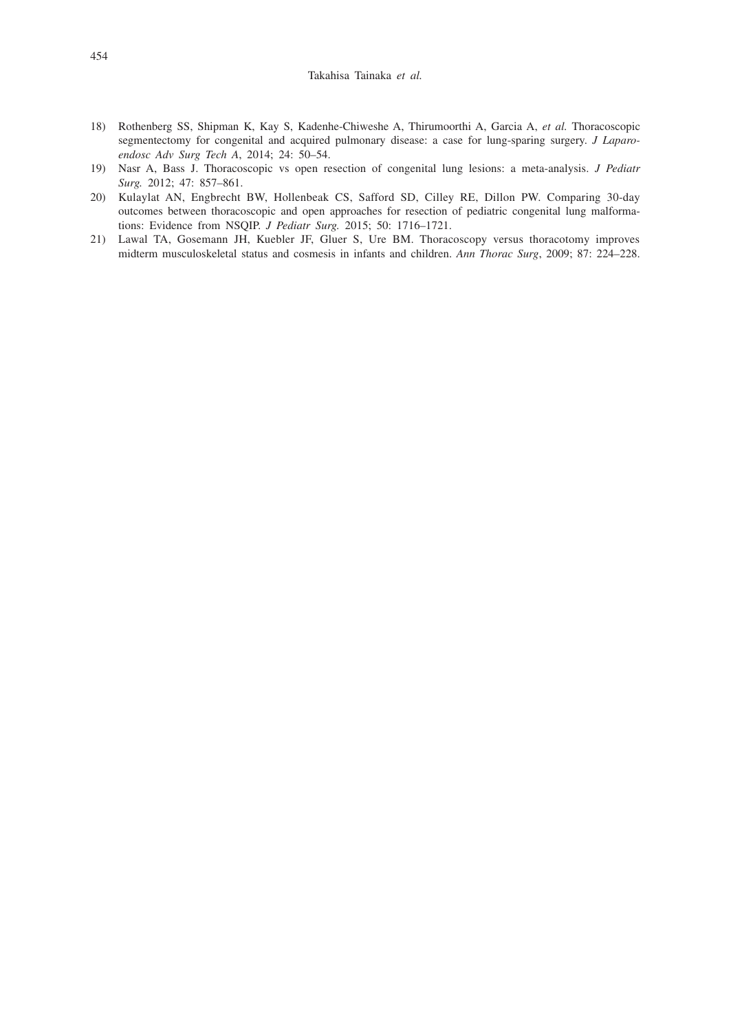18) Rothenberg SS, Shipman K, Kay S, Kadenhe-Chiweshe A, Thirumoorthi A, Garcia A, *et al.* Thoracoscopic segmentectomy for congenital and acquired pulmonary disease: a case for lung-sparing surgery. *J Laparoendosc Adv Surg Tech A*, 2014; 24: 50–54.
19) Nasr A, Bass J. Thoracoscopic vs open resection of congenital lung lesions: a meta-analysis. *J Pediatr Surg.* 2012; 47: 857–861.
20) Kulaylat AN, Engbrecht BW, Hollenbeak CS, Safford SD, Cilley RE, Dillon PW. Comparing 30-day outcomes between thoracoscopic and open approaches for resection of pediatric congenital lung malformations: Evidence from NSQIP. *J Pediatr Surg.* 2015; 50: 1716–1721.
21) Lawal TA, Gosemann JH, Kuebler JF, Gluer S, Ure BM. Thoracoscopy versus thoracotomy improves midterm musculoskeletal status and cosmesis in infants and children. *Ann Thorac Surg*, 2009; 87: 224–228.